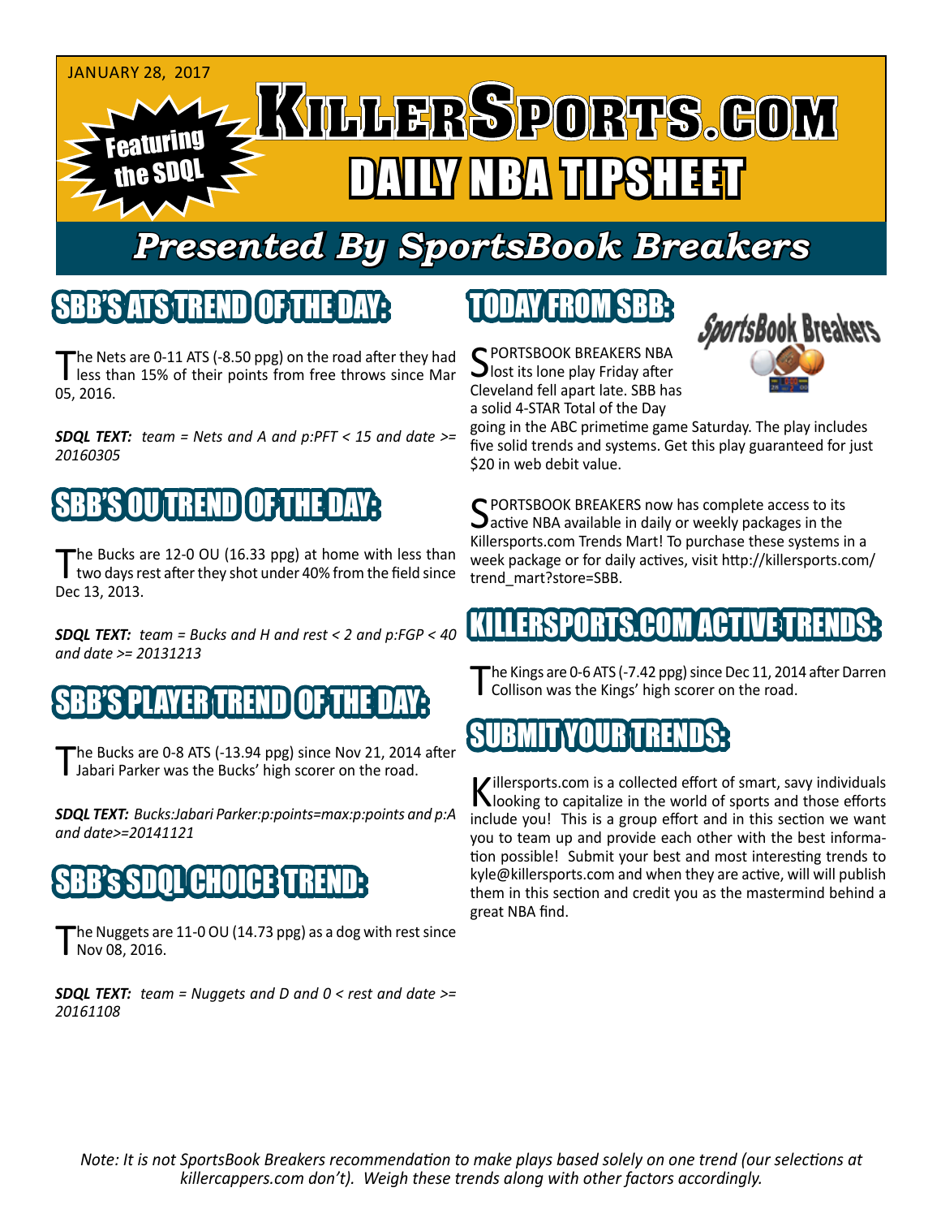JANUARY 28, 2017

Featuring the SDQL

# KILLERSPORTS.COM

## DAILY NBA TIPSHEET

### *Presented By SportsBook Breakers*

## SBB'S ATS TREND OF THE DAY:

The Nets are 0-11 ATS (-8.50 ppg) on the road after they had less than 15% of their points from free throws since Mar 05, 2016.

***SDQL TEXT:*** *team = Nets and A and p:PFT < 15 and date >= 20160305*

## SBB'S OU TREND OF THE DAY:

The Bucks are 12-0 OU (16.33 ppg) at home with less than two days rest after they shot under 40% from the field since Dec 13, 2013.

***SDQL TEXT:*** *team = Bucks and H and rest < 2 and p:FGP < 40 and date >= 20131213*

## SBB'S PLAYER TREND OF THE DAY:

The Bucks are 0-8 ATS (-13.94 ppg) since Nov 21, 2014 after Jabari Parker was the Bucks' high scorer on the road.

***SDQL TEXT:*** *Bucks:Jabari Parker:p:points=max:p:points and p:A and date>=20141121*

## SBB's SDQL CHOICE TREND:

The Nuggets are 11-0 OU (14.73 ppg) as a dog with rest since Nov 08, 2016.

***SDQL TEXT:*** *team = Nuggets and D and 0 < rest and date >= 20161108*

## TODAY FROM SBB:

SportsBook Breakers

SPORTSBOOK BREAKERS NBA lost its lone play Friday after Cleveland fell apart late. SBB has a solid 4-STAR Total of the Day going in the ABC primetime game Saturday. The play includes five solid trends and systems. Get this play guaranteed for just $20 in web debit value.

SPORTSBOOK BREAKERS now has complete access to its active NBA available in daily or weekly packages in the Killersports.com Trends Mart! To purchase these systems in a week package or for daily actives, visit http://killersports.com/trend_mart?store=SBB.

## KILLERSPORTS.COM ACTIVE TRENDS:

The Kings are 0-6 ATS (-7.42 ppg) since Dec 11, 2014 after Darren Collison was the Kings' high scorer on the road.

## SUBMIT YOUR TRENDS:

Killersports.com is a collected effort of smart, savy individuals looking to capitalize in the world of sports and those efforts include you! This is a group effort and in this section we want you to team up and provide each other with the best information possible! Submit your best and most interesting trends to kyle@killersports.com and when they are active, will will publish them in this section and credit you as the mastermind behind a great NBA find.

*Note: It is not SportsBook Breakers recommendation to make plays based solely on one trend (our selections at killercappers.com don't). Weigh these trends along with other factors accordingly.*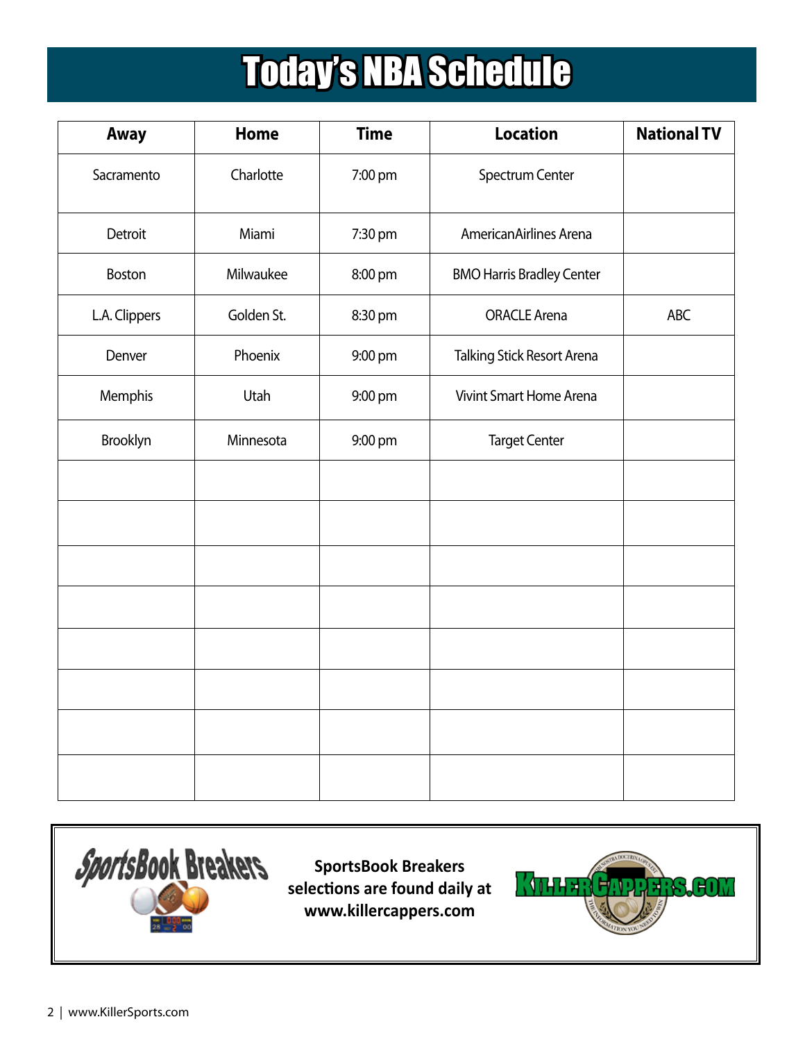# Today's NBA Schedule

| Away | Home | Time | Location | National TV |
|---|---|---|---|---|
| Sacramento | Charlotte | 7:00 pm | Spectrum Center | |
| Detroit | Miami | 7:30 pm | AmericanAirlines Arena | |
| Boston | Milwaukee | 8:00 pm | BMO Harris Bradley Center | |
| L.A. Clippers | Golden St. | 8:30 pm | ORACLE Arena | ABC |
| Denver | Phoenix | 9:00 pm | Talking Stick Resort Arena | |
| Memphis | Utah | 9:00 pm | Vivint Smart Home Arena | |
| Brooklyn | Minnesota | 9:00 pm | Target Center | |
| | | | | |
| | | | | |
| | | | | |
| | | | | |
| | | | | |
| | | | | |
| | | | | |
| | | | | |

SportsBook Breakers

**SportsBook Breakers selections are found daily at www.killercappers.com**

KILLERCAPPERS.COM